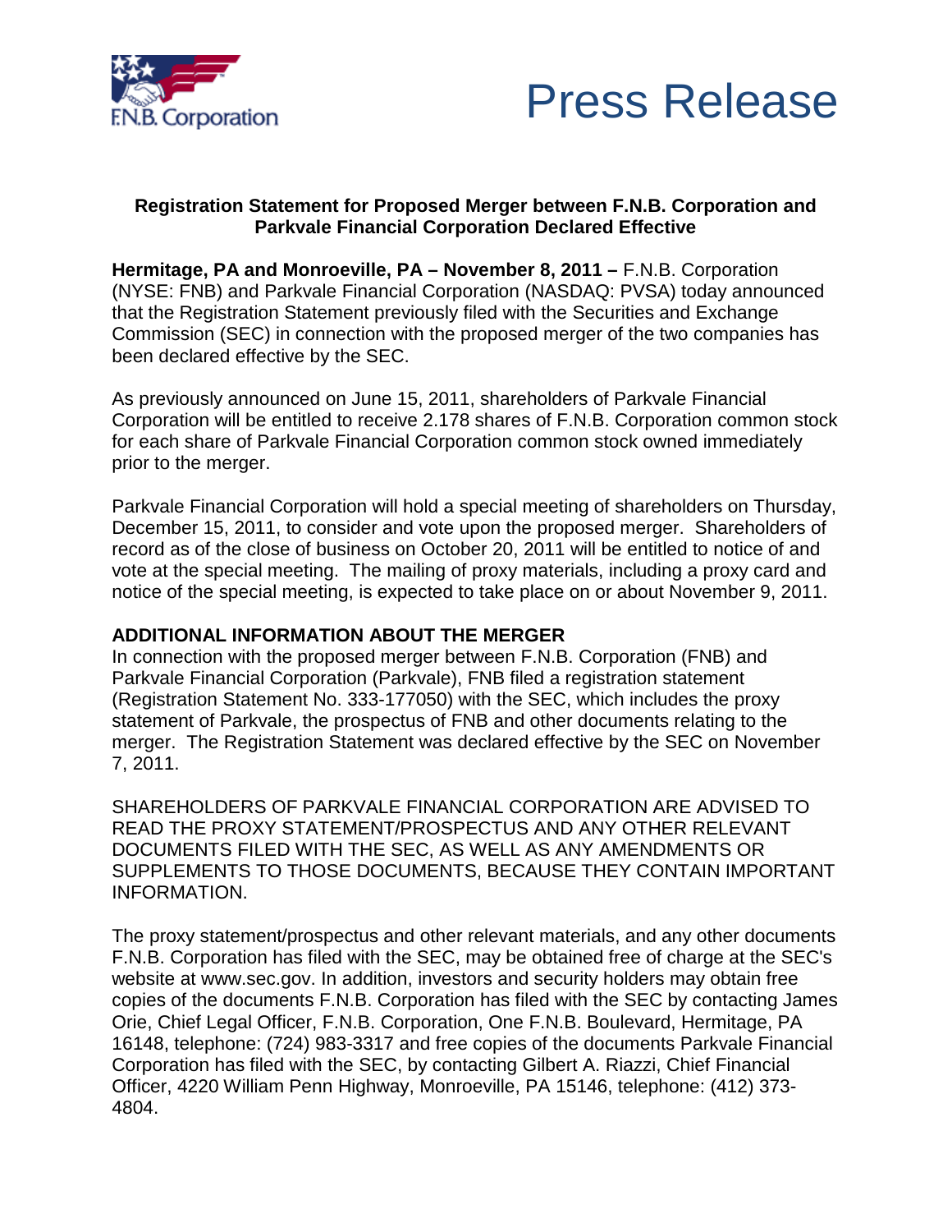F.N.B. Corporation

# Press Release

**Registration Statement for Proposed Merger between F.N.B. Corporation and Parkvale Financial Corporation Declared Effective**

**Hermitage, PA and Monroeville, PA – November 8, 2011 –** F.N.B. Corporation (NYSE: FNB) and Parkvale Financial Corporation (NASDAQ: PVSA) today announced that the Registration Statement previously filed with the Securities and Exchange Commission (SEC) in connection with the proposed merger of the two companies has been declared effective by the SEC.

As previously announced on June 15, 2011, shareholders of Parkvale Financial Corporation will be entitled to receive 2.178 shares of F.N.B. Corporation common stock for each share of Parkvale Financial Corporation common stock owned immediately prior to the merger.

Parkvale Financial Corporation will hold a special meeting of shareholders on Thursday, December 15, 2011, to consider and vote upon the proposed merger. Shareholders of record as of the close of business on October 20, 2011 will be entitled to notice of and vote at the special meeting. The mailing of proxy materials, including a proxy card and notice of the special meeting, is expected to take place on or about November 9, 2011.

**ADDITIONAL INFORMATION ABOUT THE MERGER**

In connection with the proposed merger between F.N.B. Corporation (FNB) and Parkvale Financial Corporation (Parkvale), FNB filed a registration statement (Registration Statement No. 333-177050) with the SEC, which includes the proxy statement of Parkvale, the prospectus of FNB and other documents relating to the merger. The Registration Statement was declared effective by the SEC on November 7, 2011.

SHAREHOLDERS OF PARKVALE FINANCIAL CORPORATION ARE ADVISED TO READ THE PROXY STATEMENT/PROSPECTUS AND ANY OTHER RELEVANT DOCUMENTS FILED WITH THE SEC, AS WELL AS ANY AMENDMENTS OR SUPPLEMENTS TO THOSE DOCUMENTS, BECAUSE THEY CONTAIN IMPORTANT INFORMATION.

The proxy statement/prospectus and other relevant materials, and any other documents F.N.B. Corporation has filed with the SEC, may be obtained free of charge at the SEC's website at www.sec.gov. In addition, investors and security holders may obtain free copies of the documents F.N.B. Corporation has filed with the SEC by contacting James Orie, Chief Legal Officer, F.N.B. Corporation, One F.N.B. Boulevard, Hermitage, PA 16148, telephone: (724) 983-3317 and free copies of the documents Parkvale Financial Corporation has filed with the SEC, by contacting Gilbert A. Riazzi, Chief Financial Officer, 4220 William Penn Highway, Monroeville, PA 15146, telephone: (412) 373-4804.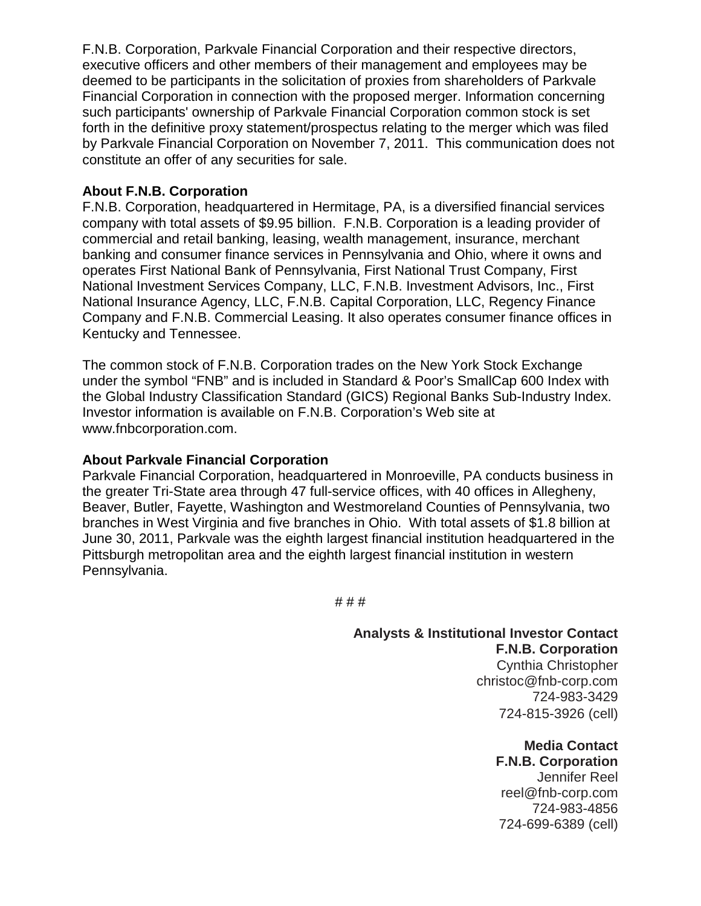F.N.B. Corporation, Parkvale Financial Corporation and their respective directors, executive officers and other members of their management and employees may be deemed to be participants in the solicitation of proxies from shareholders of Parkvale Financial Corporation in connection with the proposed merger. Information concerning such participants' ownership of Parkvale Financial Corporation common stock is set forth in the definitive proxy statement/prospectus relating to the merger which was filed by Parkvale Financial Corporation on November 7, 2011. This communication does not constitute an offer of any securities for sale.

**About F.N.B. Corporation**

F.N.B. Corporation, headquartered in Hermitage, PA, is a diversified financial services company with total assets of $9.95 billion. F.N.B. Corporation is a leading provider of commercial and retail banking, leasing, wealth management, insurance, merchant banking and consumer finance services in Pennsylvania and Ohio, where it owns and operates First National Bank of Pennsylvania, First National Trust Company, First National Investment Services Company, LLC, F.N.B. Investment Advisors, Inc., First National Insurance Agency, LLC, F.N.B. Capital Corporation, LLC, Regency Finance Company and F.N.B. Commercial Leasing. It also operates consumer finance offices in Kentucky and Tennessee.

The common stock of F.N.B. Corporation trades on the New York Stock Exchange under the symbol "FNB" and is included in Standard & Poor's SmallCap 600 Index with the Global Industry Classification Standard (GICS) Regional Banks Sub-Industry Index. Investor information is available on F.N.B. Corporation's Web site at www.fnbcorporation.com.

**About Parkvale Financial Corporation**

Parkvale Financial Corporation, headquartered in Monroeville, PA conducts business in the greater Tri-State area through 47 full-service offices, with 40 offices in Allegheny, Beaver, Butler, Fayette, Washington and Westmoreland Counties of Pennsylvania, two branches in West Virginia and five branches in Ohio. With total assets of $1.8 billion at June 30, 2011, Parkvale was the eighth largest financial institution headquartered in the Pittsburgh metropolitan area and the eighth largest financial institution in western Pennsylvania.

# # #

**Analysts & Institutional Investor Contact**
**F.N.B. Corporation**
Cynthia Christopher
christoc@fnb-corp.com
724-983-3429
724-815-3926 (cell)

**Media Contact**
**F.N.B. Corporation**
Jennifer Reel
reel@fnb-corp.com
724-983-4856
724-699-6389 (cell)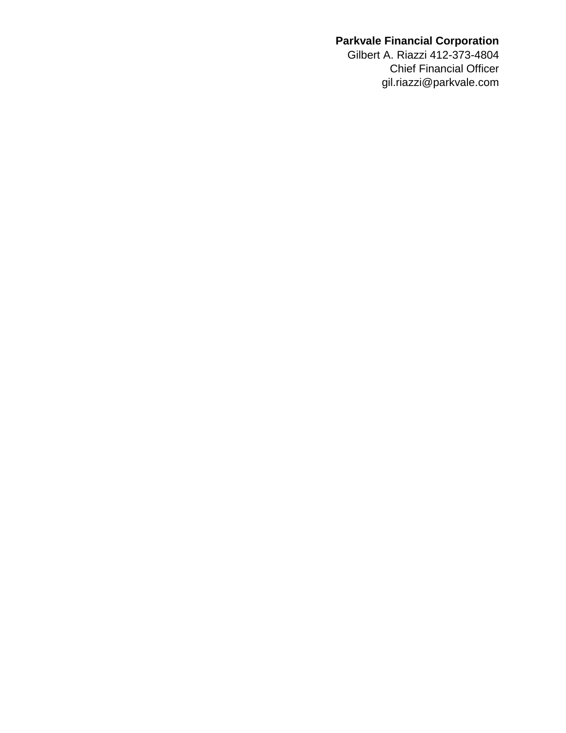**Parkvale Financial Corporation**

Gilbert A. Riazzi 412-373-4804

Chief Financial Officer

gil.riazzi@parkvale.com